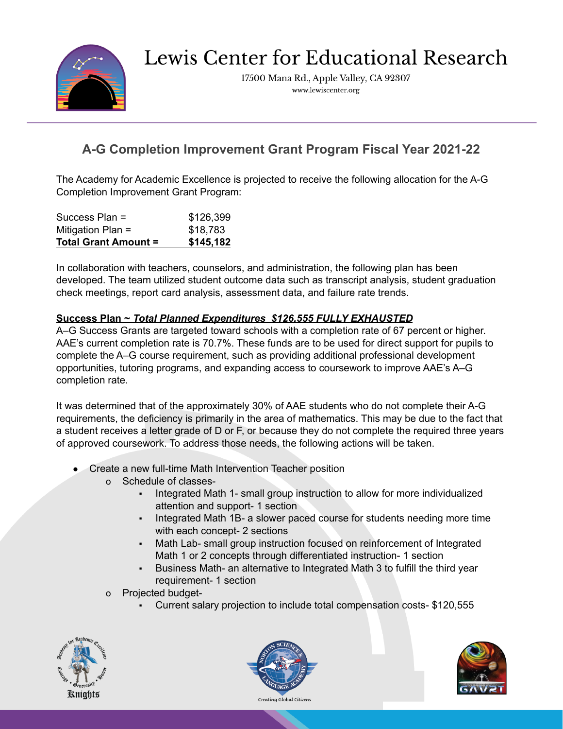# Lewis Center for Educational Research

17500 Mana Rd., Apple Valley, CA 92307
www.lewiscenter.org

## A-G Completion Improvement Grant Program Fiscal Year 2021-22

The Academy for Academic Excellence is projected to receive the following allocation for the A-G Completion Improvement Grant Program:

| | |
|---|---|
| Success Plan = | $126,399 |
| Mitigation Plan = | $18,783 |
| **Total Grant Amount =** | **$145,182** |

In collaboration with teachers, counselors, and administration, the following plan has been developed. The team utilized student outcome data such as transcript analysis, student graduation check meetings, report card analysis, assessment data, and failure rate trends.

**Success Plan ~ *Total Planned Expenditures $126,555 FULLY EXHAUSTED***

A–G Success Grants are targeted toward schools with a completion rate of 67 percent or higher. AAE's current completion rate is 70.7%. These funds are to be used for direct support for pupils to complete the A–G course requirement, such as providing additional professional development opportunities, tutoring programs, and expanding access to coursework to improve AAE's A–G completion rate.

It was determined that of the approximately 30% of AAE students who do not complete their A-G requirements, the deficiency is primarily in the area of mathematics. This may be due to the fact that a student receives a letter grade of D or F, or because they do not complete the required three years of approved coursework. To address those needs, the following actions will be taken.

- Create a new full-time Math Intervention Teacher position
  - Schedule of classes-
    - Integrated Math 1- small group instruction to allow for more individualized attention and support- 1 section
    - Integrated Math 1B- a slower paced course for students needing more time with each concept- 2 sections
    - Math Lab- small group instruction focused on reinforcement of Integrated Math 1 or 2 concepts through differentiated instruction- 1 section
    - Business Math- an alternative to Integrated Math 3 to fulfill the third year requirement- 1 section
  - Projected budget-
    - Current salary projection to include total compensation costs- $120,555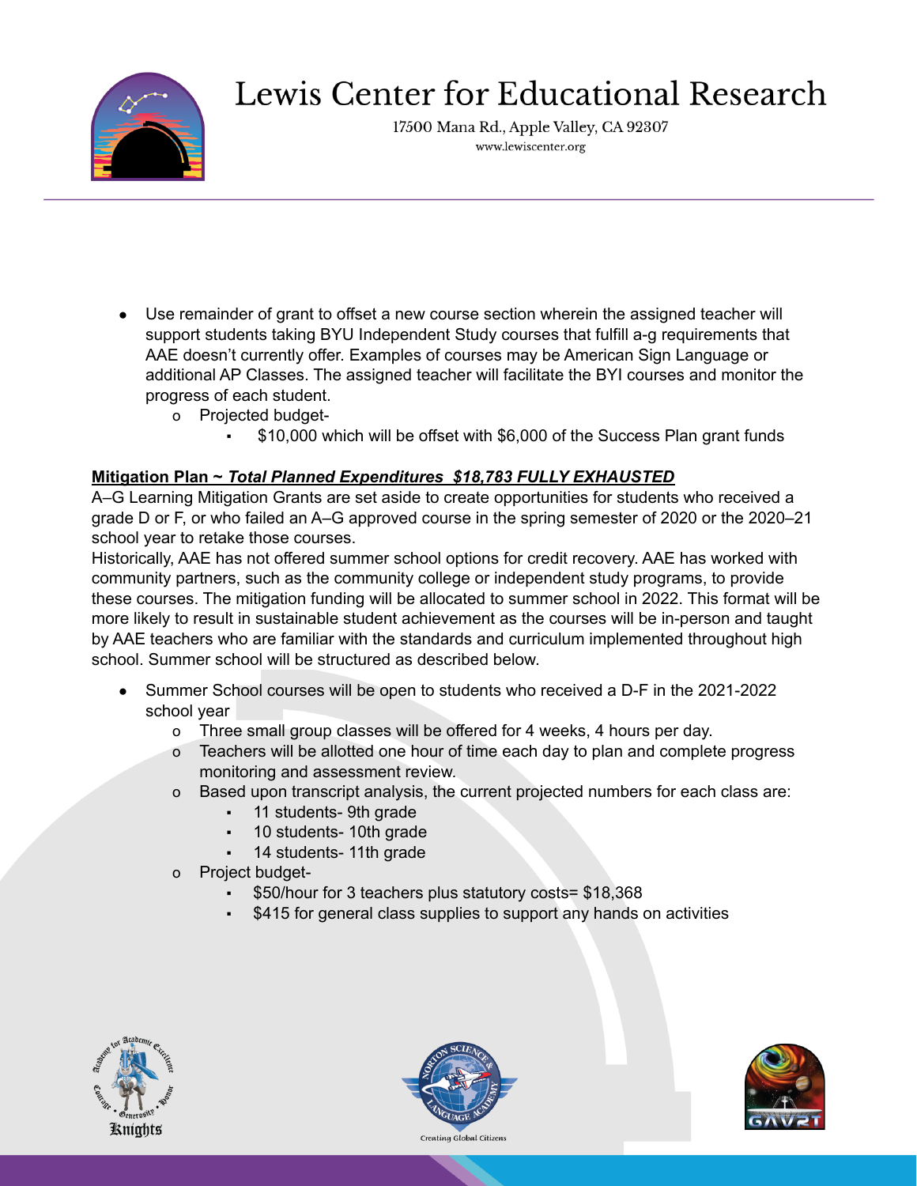- Use remainder of grant to offset a new course section wherein the assigned teacher will support students taking BYU Independent Study courses that fulfill a-g requirements that AAE doesn't currently offer. Examples of courses may be American Sign Language or additional AP Classes. The assigned teacher will facilitate the BYI courses and monitor the progress of each student.
    - Projected budget-
        - $10,000 which will be offset with $6,000 of the Success Plan grant funds

**<u>Mitigation Plan ~ *Total Planned Expenditures $18,783 FULLY EXHAUSTED*</u>**

A–G Learning Mitigation Grants are set aside to create opportunities for students who received a grade D or F, or who failed an A–G approved course in the spring semester of 2020 or the 2020–21 school year to retake those courses.

Historically, AAE has not offered summer school options for credit recovery. AAE has worked with community partners, such as the community college or independent study programs, to provide these courses. The mitigation funding will be allocated to summer school in 2022. This format will be more likely to result in sustainable student achievement as the courses will be in-person and taught by AAE teachers who are familiar with the standards and curriculum implemented throughout high school. Summer school will be structured as described below.

- Summer School courses will be open to students who received a D-F in the 2021-2022 school year
    - Three small group classes will be offered for 4 weeks, 4 hours per day.
    - Teachers will be allotted one hour of time each day to plan and complete progress monitoring and assessment review.
    - Based upon transcript analysis, the current projected numbers for each class are:
        - 11 students- 9th grade
        - 10 students- 10th grade
        - 14 students- 11th grade
    - Project budget-
        - $50/hour for 3 teachers plus statutory costs= $18,368
        - $415 for general class supplies to support any hands on activities